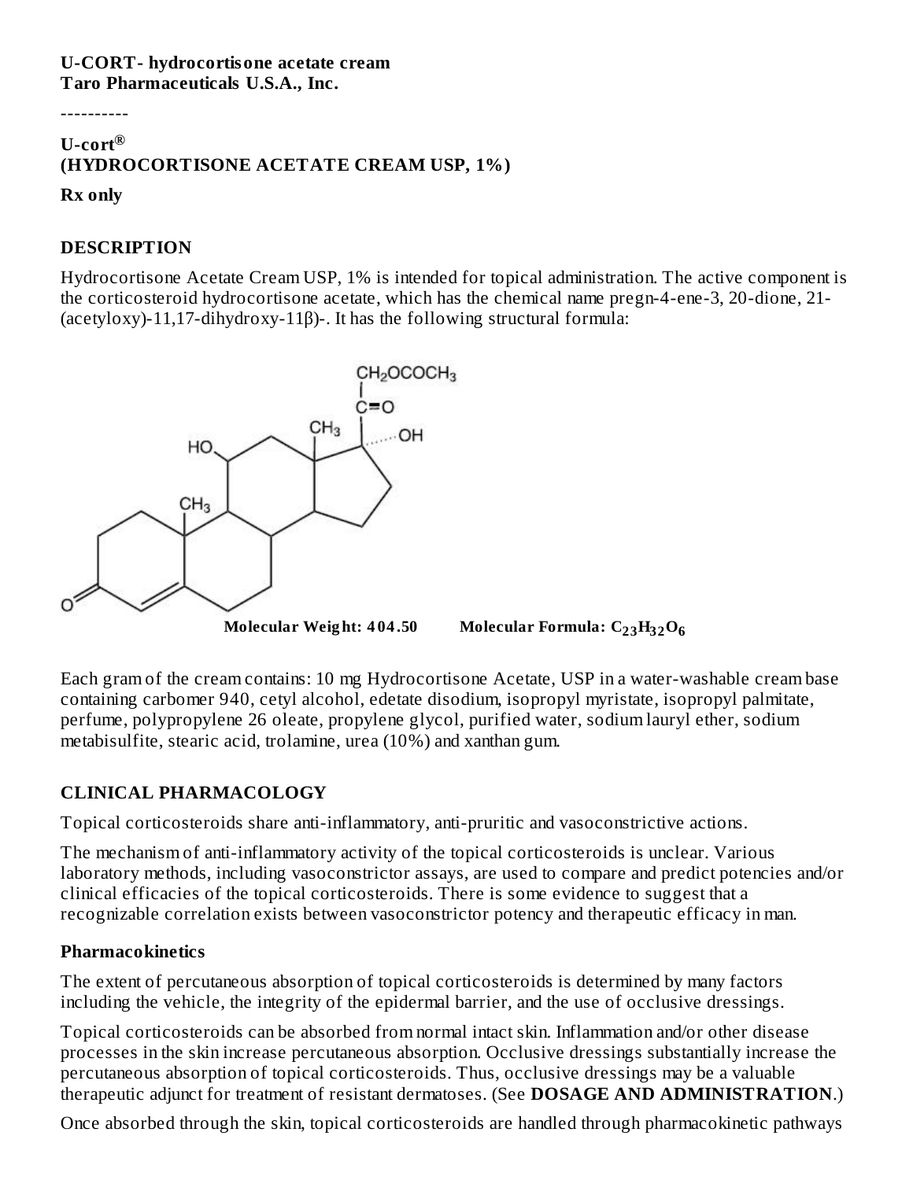**U-CORT- hydrocortisone acetate cream**
**Taro Pharmaceuticals U.S.A., Inc.**

----------

**U-cort®**
**(HYDROCORTISONE ACETATE CREAM USP, 1%)**

**Rx only**

## DESCRIPTION

Hydrocortisone Acetate Cream USP, 1% is intended for topical administration. The active component is the corticosteroid hydrocortisone acetate, which has the chemical name pregn-4-ene-3, 20-dione, 21-(acetyloxy)-11,17-dihydroxy-11β)-. It has the following structural formula:

**Molecular Weight: 404.50** **Molecular Formula: $C_{23}H_{32}O_6$**

Each gram of the cream contains: 10 mg Hydrocortisone Acetate, USP in a water-washable cream base containing carbomer 940, cetyl alcohol, edetate disodium, isopropyl myristate, isopropyl palmitate, perfume, polypropylene 26 oleate, propylene glycol, purified water, sodium lauryl ether, sodium metabisulfite, stearic acid, trolamine, urea (10%) and xanthan gum.

## CLINICAL PHARMACOLOGY

Topical corticosteroids share anti-inflammatory, anti-pruritic and vasoconstrictive actions.

The mechanism of anti-inflammatory activity of the topical corticosteroids is unclear. Various laboratory methods, including vasoconstrictor assays, are used to compare and predict potencies and/or clinical efficacies of the topical corticosteroids. There is some evidence to suggest that a recognizable correlation exists between vasoconstrictor potency and therapeutic efficacy in man.

### Pharmacokinetics

The extent of percutaneous absorption of topical corticosteroids is determined by many factors including the vehicle, the integrity of the epidermal barrier, and the use of occlusive dressings.

Topical corticosteroids can be absorbed from normal intact skin. Inflammation and/or other disease processes in the skin increase percutaneous absorption. Occlusive dressings substantially increase the percutaneous absorption of topical corticosteroids. Thus, occlusive dressings may be a valuable therapeutic adjunct for treatment of resistant dermatoses. (See **DOSAGE AND ADMINISTRATION**.)

Once absorbed through the skin, topical corticosteroids are handled through pharmacokinetic pathways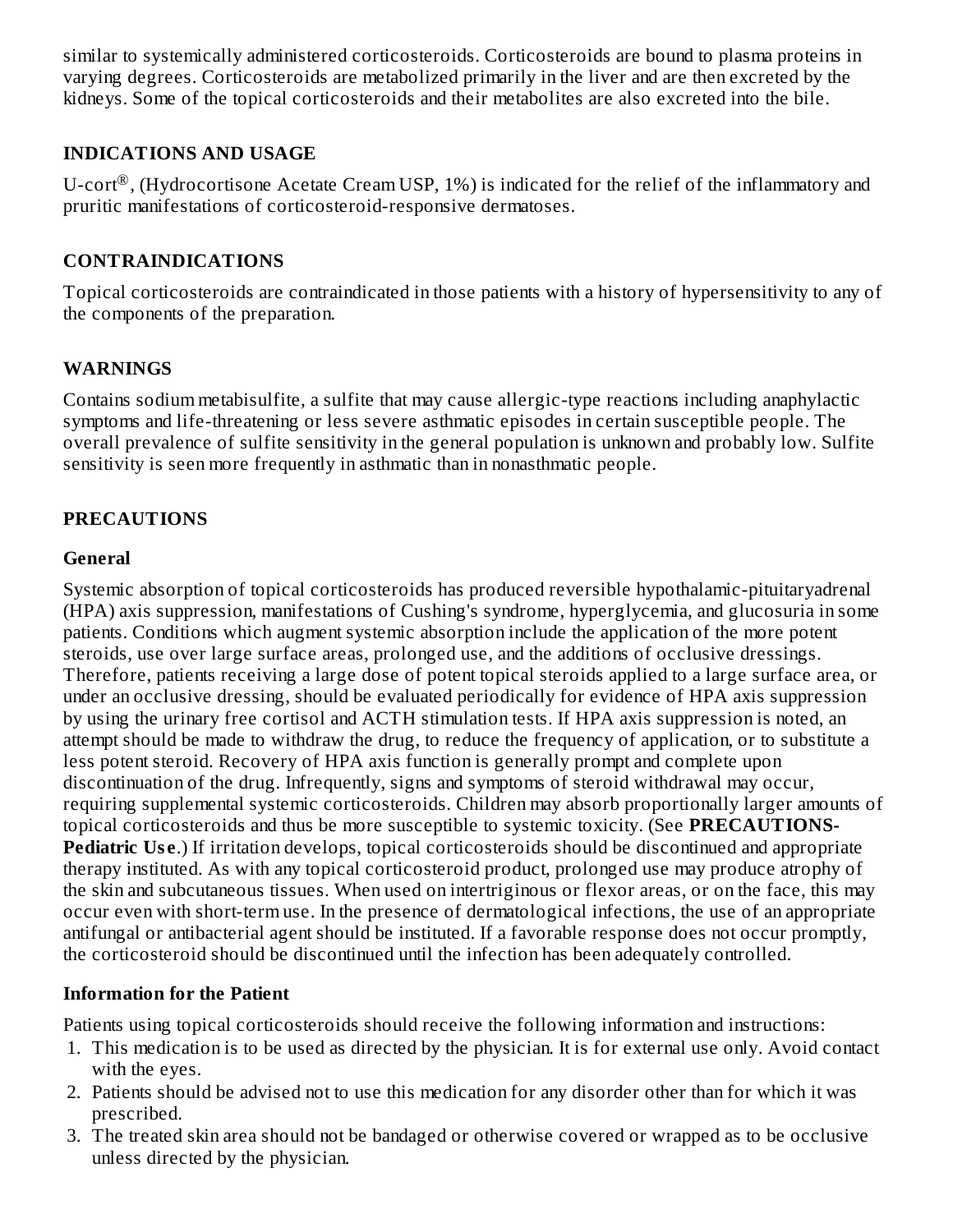similar to systemically administered corticosteroids. Corticosteroids are bound to plasma proteins in varying degrees. Corticosteroids are metabolized primarily in the liver and are then excreted by the kidneys. Some of the topical corticosteroids and their metabolites are also excreted into the bile.

## INDICATIONS AND USAGE

U-cort®, (Hydrocortisone Acetate Cream USP, 1%) is indicated for the relief of the inflammatory and pruritic manifestations of corticosteroid-responsive dermatoses.

## CONTRAINDICATIONS

Topical corticosteroids are contraindicated in those patients with a history of hypersensitivity to any of the components of the preparation.

## WARNINGS

Contains sodium metabisulfite, a sulfite that may cause allergic-type reactions including anaphylactic symptoms and life-threatening or less severe asthmatic episodes in certain susceptible people. The overall prevalence of sulfite sensitivity in the general population is unknown and probably low. Sulfite sensitivity is seen more frequently in asthmatic than in nonasthmatic people.

## PRECAUTIONS

### General

Systemic absorption of topical corticosteroids has produced reversible hypothalamic-pituitaryadrenal (HPA) axis suppression, manifestations of Cushing's syndrome, hyperglycemia, and glucosuria in some patients. Conditions which augment systemic absorption include the application of the more potent steroids, use over large surface areas, prolonged use, and the additions of occlusive dressings. Therefore, patients receiving a large dose of potent topical steroids applied to a large surface area, or under an occlusive dressing, should be evaluated periodically for evidence of HPA axis suppression by using the urinary free cortisol and ACTH stimulation tests. If HPA axis suppression is noted, an attempt should be made to withdraw the drug, to reduce the frequency of application, or to substitute a less potent steroid. Recovery of HPA axis function is generally prompt and complete upon discontinuation of the drug. Infrequently, signs and symptoms of steroid withdrawal may occur, requiring supplemental systemic corticosteroids. Children may absorb proportionally larger amounts of topical corticosteroids and thus be more susceptible to systemic toxicity. (See **PRECAUTIONS-Pediatric Use**.) If irritation develops, topical corticosteroids should be discontinued and appropriate therapy instituted. As with any topical corticosteroid product, prolonged use may produce atrophy of the skin and subcutaneous tissues. When used on intertriginous or flexor areas, or on the face, this may occur even with short-term use. In the presence of dermatological infections, the use of an appropriate antifungal or antibacterial agent should be instituted. If a favorable response does not occur promptly, the corticosteroid should be discontinued until the infection has been adequately controlled.

### Information for the Patient

Patients using topical corticosteroids should receive the following information and instructions:

1. This medication is to be used as directed by the physician. It is for external use only. Avoid contact with the eyes.
2. Patients should be advised not to use this medication for any disorder other than for which it was prescribed.
3. The treated skin area should not be bandaged or otherwise covered or wrapped as to be occlusive unless directed by the physician.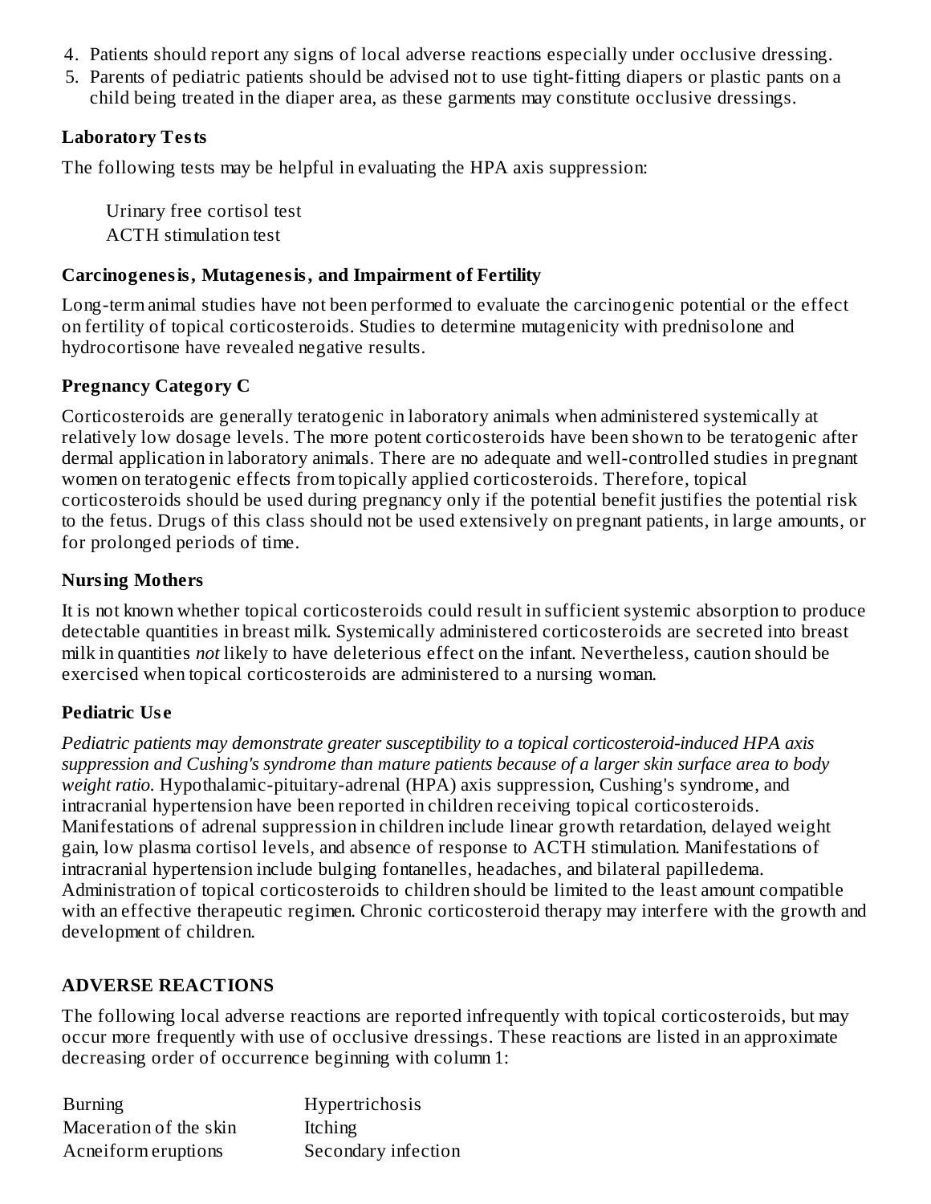4. Patients should report any signs of local adverse reactions especially under occlusive dressing.
5. Parents of pediatric patients should be advised not to use tight-fitting diapers or plastic pants on a child being treated in the diaper area, as these garments may constitute occlusive dressings.

### Laboratory Tests

The following tests may be helpful in evaluating the HPA axis suppression:

Urinary free cortisol test
ACTH stimulation test

### Carcinogenesis, Mutagenesis, and Impairment of Fertility

Long-term animal studies have not been performed to evaluate the carcinogenic potential or the effect on fertility of topical corticosteroids. Studies to determine mutagenicity with prednisolone and hydrocortisone have revealed negative results.

### Pregnancy Category C

Corticosteroids are generally teratogenic in laboratory animals when administered systemically at relatively low dosage levels. The more potent corticosteroids have been shown to be teratogenic after dermal application in laboratory animals. There are no adequate and well-controlled studies in pregnant women on teratogenic effects from topically applied corticosteroids. Therefore, topical corticosteroids should be used during pregnancy only if the potential benefit justifies the potential risk to the fetus. Drugs of this class should not be used extensively on pregnant patients, in large amounts, or for prolonged periods of time.

### Nursing Mothers

It is not known whether topical corticosteroids could result in sufficient systemic absorption to produce detectable quantities in breast milk. Systemically administered corticosteroids are secreted into breast milk in quantities *not* likely to have deleterious effect on the infant. Nevertheless, caution should be exercised when topical corticosteroids are administered to a nursing woman.

### Pediatric Use

*Pediatric patients may demonstrate greater susceptibility to a topical corticosteroid-induced HPA axis suppression and Cushing's syndrome than mature patients because of a larger skin surface area to body weight ratio.* Hypothalamic-pituitary-adrenal (HPA) axis suppression, Cushing's syndrome, and intracranial hypertension have been reported in children receiving topical corticosteroids. Manifestations of adrenal suppression in children include linear growth retardation, delayed weight gain, low plasma cortisol levels, and absence of response to ACTH stimulation. Manifestations of intracranial hypertension include bulging fontanelles, headaches, and bilateral papilledema. Administration of topical corticosteroids to children should be limited to the least amount compatible with an effective therapeutic regimen. Chronic corticosteroid therapy may interfere with the growth and development of children.

## ADVERSE REACTIONS

The following local adverse reactions are reported infrequently with topical corticosteroids, but may occur more frequently with use of occlusive dressings. These reactions are listed in an approximate decreasing order of occurrence beginning with column 1:

| | |
|---|---|
| Burning | Hypertrichosis |
| Maceration of the skin | Itching |
| Acneiform eruptions | Secondary infection |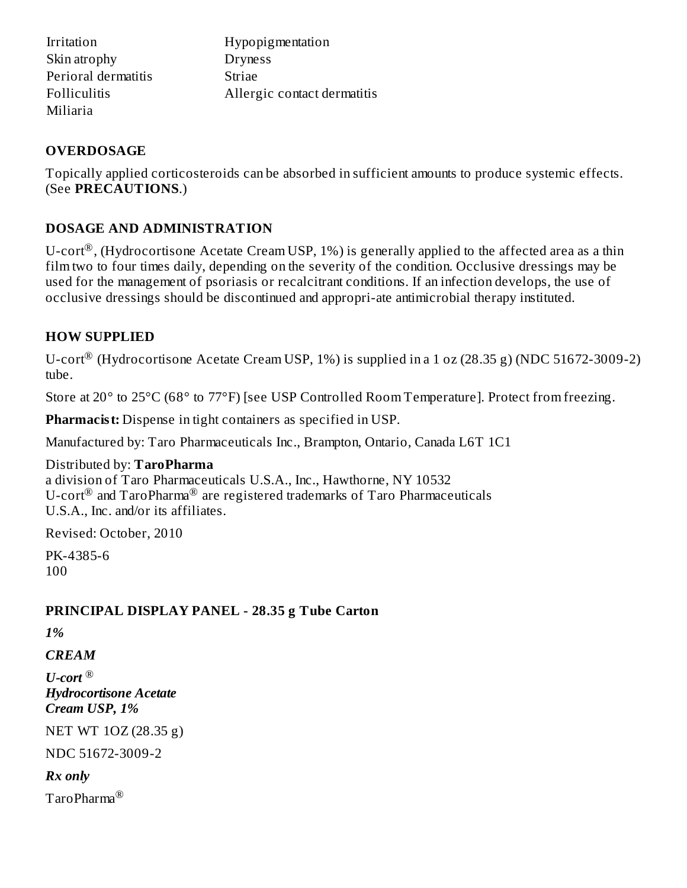| | |
|---|---|
| Irritation | Hypopigmentation |
| Skin atrophy | Dryness |
| Perioral dermatitis | Striae |
| Folliculitis | Allergic contact dermatitis |
| Miliaria | |

## OVERDOSAGE

Topically applied corticosteroids can be absorbed in sufficient amounts to produce systemic effects. (See **PRECAUTIONS**.)

## DOSAGE AND ADMINISTRATION

U-cort®, (Hydrocortisone Acetate Cream USP, 1%) is generally applied to the affected area as a thin film two to four times daily, depending on the severity of the condition. Occlusive dressings may be used for the management of psoriasis or recalcitrant conditions. If an infection develops, the use of occlusive dressings should be discontinued and appropri-ate antimicrobial therapy instituted.

## HOW SUPPLIED

U-cort® (Hydrocortisone Acetate Cream USP, 1%) is supplied in a 1 oz (28.35 g) (NDC 51672-3009-2) tube.

Store at 20° to 25°C (68° to 77°F) [see USP Controlled Room Temperature]. Protect from freezing.

**Pharmacist:** Dispense in tight containers as specified in USP.

Manufactured by: Taro Pharmaceuticals Inc., Brampton, Ontario, Canada L6T 1C1

Distributed by: **TaroPharma**
a division of Taro Pharmaceuticals U.S.A., Inc., Hawthorne, NY 10532
U-cort® and TaroPharma® are registered trademarks of Taro Pharmaceuticals U.S.A., Inc. and/or its affiliates.

Revised: October, 2010

PK-4385-6
100

## PRINCIPAL DISPLAY PANEL - 28.35 g Tube Carton

***1%***

***CREAM***

***U-cort ®***
***Hydrocortisone Acetate Cream USP, 1%***

NET WT 1OZ (28.35 g)

NDC 51672-3009-2

***Rx only***

TaroPharma®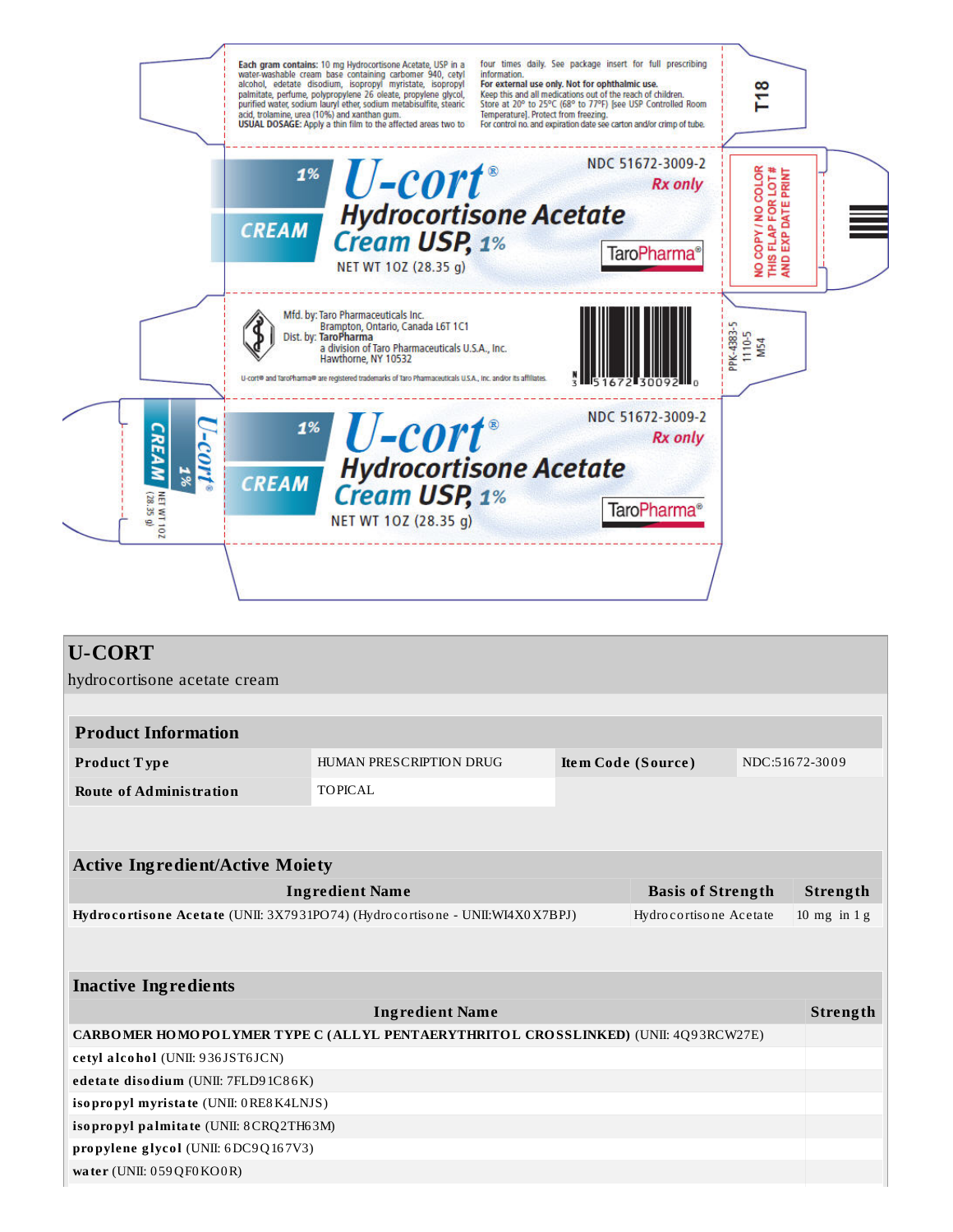**Each gram contains:** 10 mg Hydrocortisone Acetate, USP in a water-washable cream base containing carbomer 940, cetyl alcohol, edetate disodium, isopropyl myristate, isopropyl palmitate, perfume, polypropylene 26 oleate, propylene glycol, purified water, sodium lauryl ether, sodium metabisulfite, stearic acid, trolamine, urea (10%) and xanthan gum.

**USUAL DOSAGE:** Apply a thin film to the affected areas two to four times daily. See package insert for full prescribing information.

**For external use only. Not for ophthalmic use.**

Keep this and all medications out of the reach of children.

Store at 20° to 25°C (68° to 77°F) [see USP Controlled Room Temperature]. Protect from freezing.

For control no. and expiration date see carton and/or crimp of tube.

T18

1% CREAM

**U-cort®**

**Hydrocortisone Acetate Cream USP, 1%**

NET WT 1OZ (28.35 g)

NDC 51672-3009-2

*Rx only*

TaroPharma®

NO COPY / NO COLOR THIS FLAP FOR LOT # AND EXP DATE PRINT

Mfd. by: Taro Pharmaceuticals Inc.
Brampton, Ontario, Canada L6T 1C1

Dist. by: **TaroPharma**
a division of Taro Pharmaceuticals U.S.A., Inc.
Hawthorne, NY 10532

U-cort® and TaroPharma® are registered trademarks of Taro Pharmaceuticals U.S.A., Inc. and/or its affiliates.

N 3 51672 30092 0

PPK-4383-5
1110-5
M54

1% CREAM

**U-cort®**

**Hydrocortisone Acetate Cream USP, 1%**

NET WT 1OZ (28.35 g)

NDC 51672-3009-2

*Rx only*

TaroPharma®

U-cort® 1% CREAM NET WT 1OZ (28.35 g)

# U-CORT

hydrocortisone acetate cream

| Product Information | | | |
|---|---|---|---|
| **Product Type** | HUMAN PRESCRIPTION DRUG | **Item Code (Source)** | NDC:51672-3009 |
| **Route of Administration** | TOPICAL | | |

| Active Ingredient/Active Moiety | | |
|---|---|---|
| **Ingredient Name** | **Basis of Strength** | **Strength** |
| **Hydrocortisone Acetate** (UNII: 3X7931PO74) (Hydrocortisone - UNII:WI4X0X7BPJ) | Hydrocortisone Acetate | 10 mg in 1 g |

| Inactive Ingredients | |
|---|---|
| **Ingredient Name** | **Strength** |
| **CARBOMER HOMOPOLYMER TYPE C (ALLYL PENTAERYTHRITOL CROSSLINKED)** (UNII: 4Q93RCW27E) | |
| **cetyl alcohol** (UNII: 936JST6JCN) | |
| **edetate disodium** (UNII: 7FLD91C86K) | |
| **isopropyl myristate** (UNII: 0RE8K4LNJS) | |
| **isopropyl palmitate** (UNII: 8CRQ2TH63M) | |
| **propylene glycol** (UNII: 6DC9Q167V3) | |
| **water** (UNII: 059QF0KO0R) | |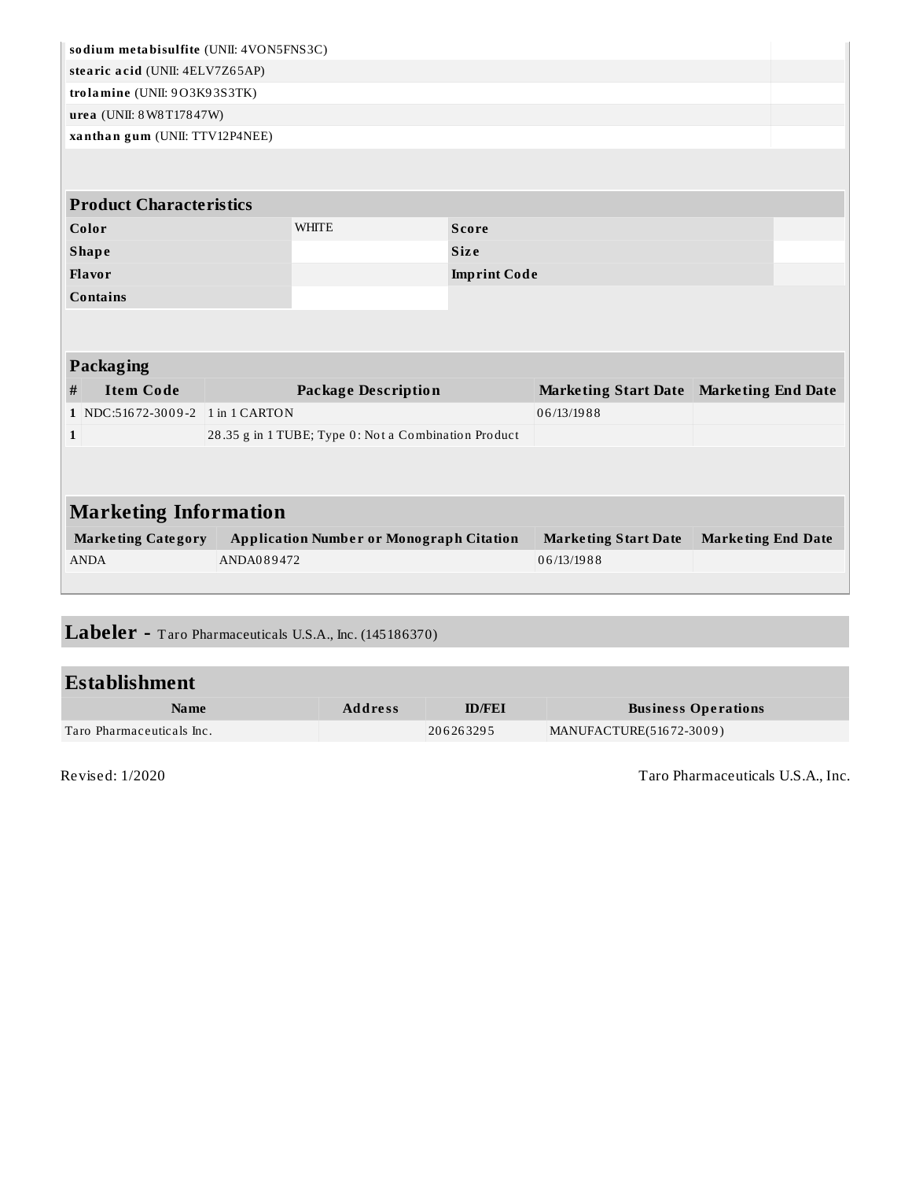| | |
|---|---|
| **sodium metabisulfite** (UNII: 4VON5FNS3C) | |
| **stearic acid** (UNII: 4ELV7Z65AP) | |
| **trolamine** (UNII: 9O3K93S3TK) | |
| **urea** (UNII: 8W8T17847W) | |
| **xanthan gum** (UNII: TTV12P4NEE) | |

| **Product Characteristics** | | | |
|---|---|---|---|
| **Color** | WHITE | **Score** | |
| **Shape** | | **Size** | |
| **Flavor** | | **Imprint Code** | |
| **Contains** | | | |

**Packaging**

| # | Item Code | Package Description | Marketing Start Date | Marketing End Date |
|---|---|---|---|---|
| 1 | NDC:51672-3009-2 | 1 in 1 CARTON | 06/13/1988 | |
| 1 | | 28.35 g in 1 TUBE; Type 0: Not a Combination Product | | |

**Marketing Information**

| Marketing Category | Application Number or Monograph Citation | Marketing Start Date | Marketing End Date |
|---|---|---|---|
| ANDA | ANDA089472 | 06/13/1988 | |

## Labeler - Taro Pharmaceuticals U.S.A., Inc. (145186370)

## Establishment

| Name | Address | ID/FEI | Business Operations |
|---|---|---|---|
| Taro Pharmaceuticals Inc. | | 206263295 | MANUFACTURE(51672-3009) |

Revised: 1/2020 Taro Pharmaceuticals U.S.A., Inc.